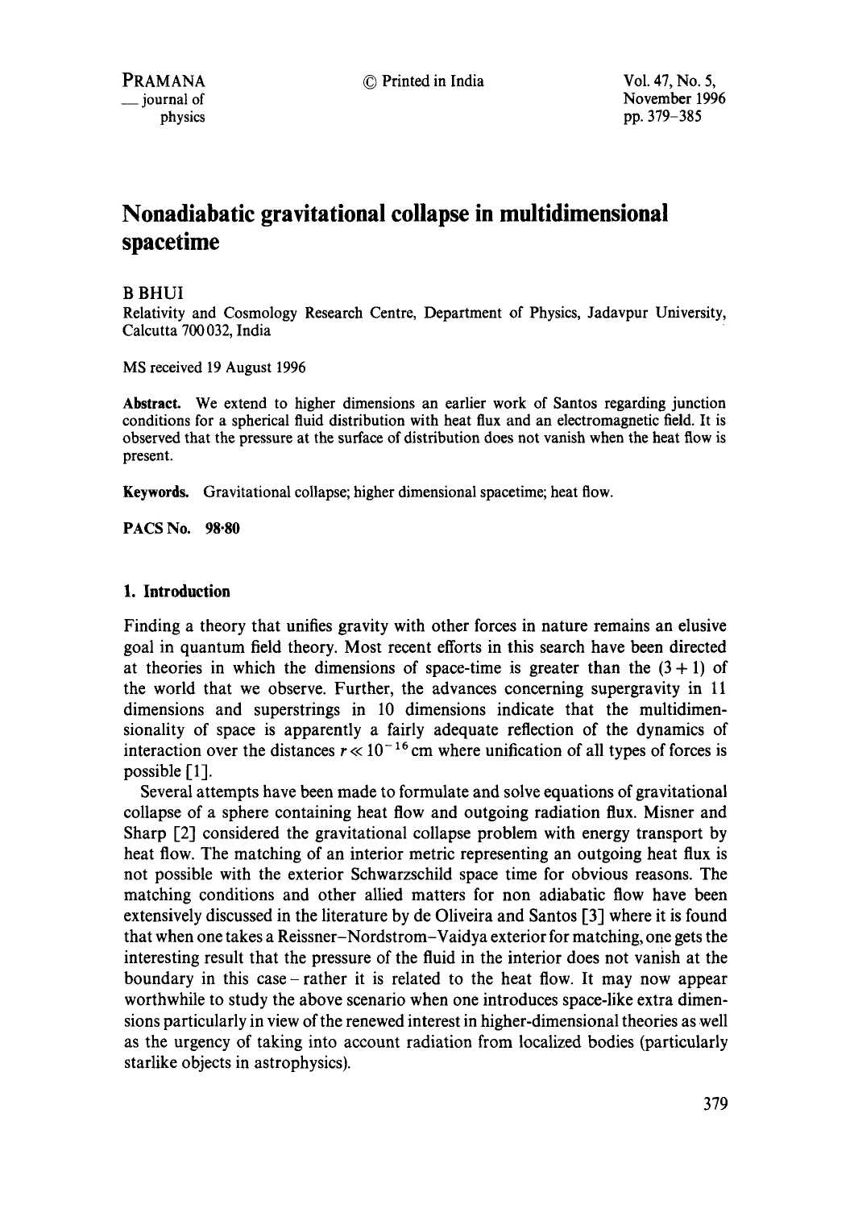# Nonadiabatic gravitational collapse in multidimensional spacetime

B BHUI

Relativity and Cosmology Research Centre, Department of Physics, Jadavpur University, Calcutta 700 032, India

MS received 19 August 1996

**Abstract.** We extend to higher dimensions an earlier work of Santos regarding junction conditions for a spherical fluid distribution with heat flux and an electromagnetic field. It is observed that the pressure at the surface of distribution does not vanish when the heat flow is present.

**Keywords.** Gravitational collapse; higher dimensional spacetime; heat flow.

**PACS No. 98·80**

## 1. Introduction

Finding a theory that unifies gravity with other forces in nature remains an elusive goal in quantum field theory. Most recent efforts in this search have been directed at theories in which the dimensions of space-time is greater than the $(3+1)$ of the world that we observe. Further, the advances concerning supergravity in 11 dimensions and superstrings in 10 dimensions indicate that the multidimensionality of space is apparently a fairly adequate reflection of the dynamics of interaction over the distances $r \ll 10^{-16}$ cm where unification of all types of forces is possible [1].

Several attempts have been made to formulate and solve equations of gravitational collapse of a sphere containing heat flow and outgoing radiation flux. Misner and Sharp [2] considered the gravitational collapse problem with energy transport by heat flow. The matching of an interior metric representing an outgoing heat flux is not possible with the exterior Schwarzschild space time for obvious reasons. The matching conditions and other allied matters for non adiabatic flow have been extensively discussed in the literature by de Oliveira and Santos [3] where it is found that when one takes a Reissner–Nordstrom–Vaidya exterior for matching, one gets the interesting result that the pressure of the fluid in the interior does not vanish at the boundary in this case – rather it is related to the heat flow. It may now appear worthwhile to study the above scenario when one introduces space-like extra dimensions particularly in view of the renewed interest in higher-dimensional theories as well as the urgency of taking into account radiation from localized bodies (particularly starlike objects in astrophysics).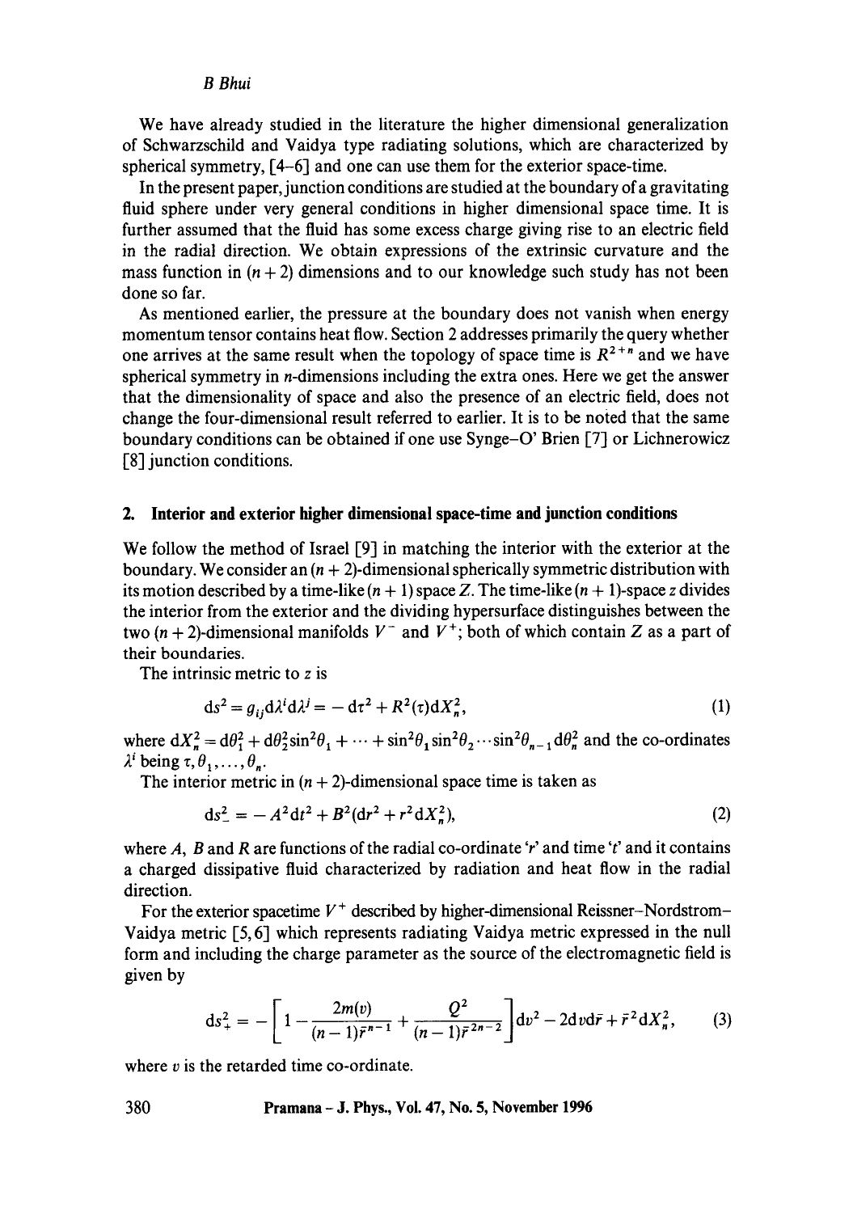We have already studied in the literature the higher dimensional generalization of Schwarzschild and Vaidya type radiating solutions, which are characterized by spherical symmetry, [4–6] and one can use them for the exterior space-time.

In the present paper, junction conditions are studied at the boundary of a gravitating fluid sphere under very general conditions in higher dimensional space time. It is further assumed that the fluid has some excess charge giving rise to an electric field in the radial direction. We obtain expressions of the extrinsic curvature and the mass function in $(n+2)$ dimensions and to our knowledge such study has not been done so far.

As mentioned earlier, the pressure at the boundary does not vanish when energy momentum tensor contains heat flow. Section 2 addresses primarily the query whether one arrives at the same result when the topology of space time is $R^{2+n}$ and we have spherical symmetry in $n$-dimensions including the extra ones. Here we get the answer that the dimensionality of space and also the presence of an electric field, does not change the four-dimensional result referred to earlier. It is to be noted that the same boundary conditions can be obtained if one use Synge–O' Brien [7] or Lichnerowicz [8] junction conditions.

## 2. Interior and exterior higher dimensional space-time and junction conditions

We follow the method of Israel [9] in matching the interior with the exterior at the boundary. We consider an $(n+2)$-dimensional spherically symmetric distribution with its motion described by a time-like $(n+1)$ space $Z$. The time-like $(n+1)$-space $z$ divides the interior from the exterior and the dividing hypersurface distinguishes between the two $(n+2)$-dimensional manifolds $V^-$ and $V^+$; both of which contain $Z$ as a part of their boundaries.

The intrinsic metric to $z$ is

$$ds^2 = g_{ij}\mathrm{d}\lambda^i \mathrm{d}\lambda^j = -\mathrm{d}\tau^2 + R^2(\tau)\mathrm{d}X_n^2, \tag{1}$$

where $\mathrm{d}X_n^2 = \mathrm{d}\theta_1^2 + \mathrm{d}\theta_2^2 \sin^2\theta_1 + \cdots + \sin^2\theta_1 \sin^2\theta_2 \cdots \sin^2\theta_{n-1}\mathrm{d}\theta_n^2$ and the co-ordinates $\lambda^i$ being $\tau, \theta_1, \ldots, \theta_n$.

The interior metric in $(n+2)$-dimensional space time is taken as

$$ds_-^2 = -A^2\mathrm{d}t^2 + B^2(\mathrm{d}r^2 + r^2\mathrm{d}X_n^2), \tag{2}$$

where $A$, $B$ and $R$ are functions of the radial co-ordinate '$r$' and time '$t$' and it contains a charged dissipative fluid characterized by radiation and heat flow in the radial direction.

For the exterior spacetime $V^+$ described by higher-dimensional Reissner–Nordstrom–Vaidya metric [5, 6] which represents radiating Vaidya metric expressed in the null form and including the charge parameter as the source of the electromagnetic field is given by

$$ds_+^2 = -\left[1 - \frac{2m(v)}{(n-1)\bar{r}^{n-1}} + \frac{Q^2}{(n-1)\bar{r}^{2n-2}}\right]\mathrm{d}v^2 - 2\mathrm{d}v\mathrm{d}\bar{r} + \bar{r}^2\mathrm{d}X_n^2, \tag{3}$$

where $v$ is the retarded time co-ordinate.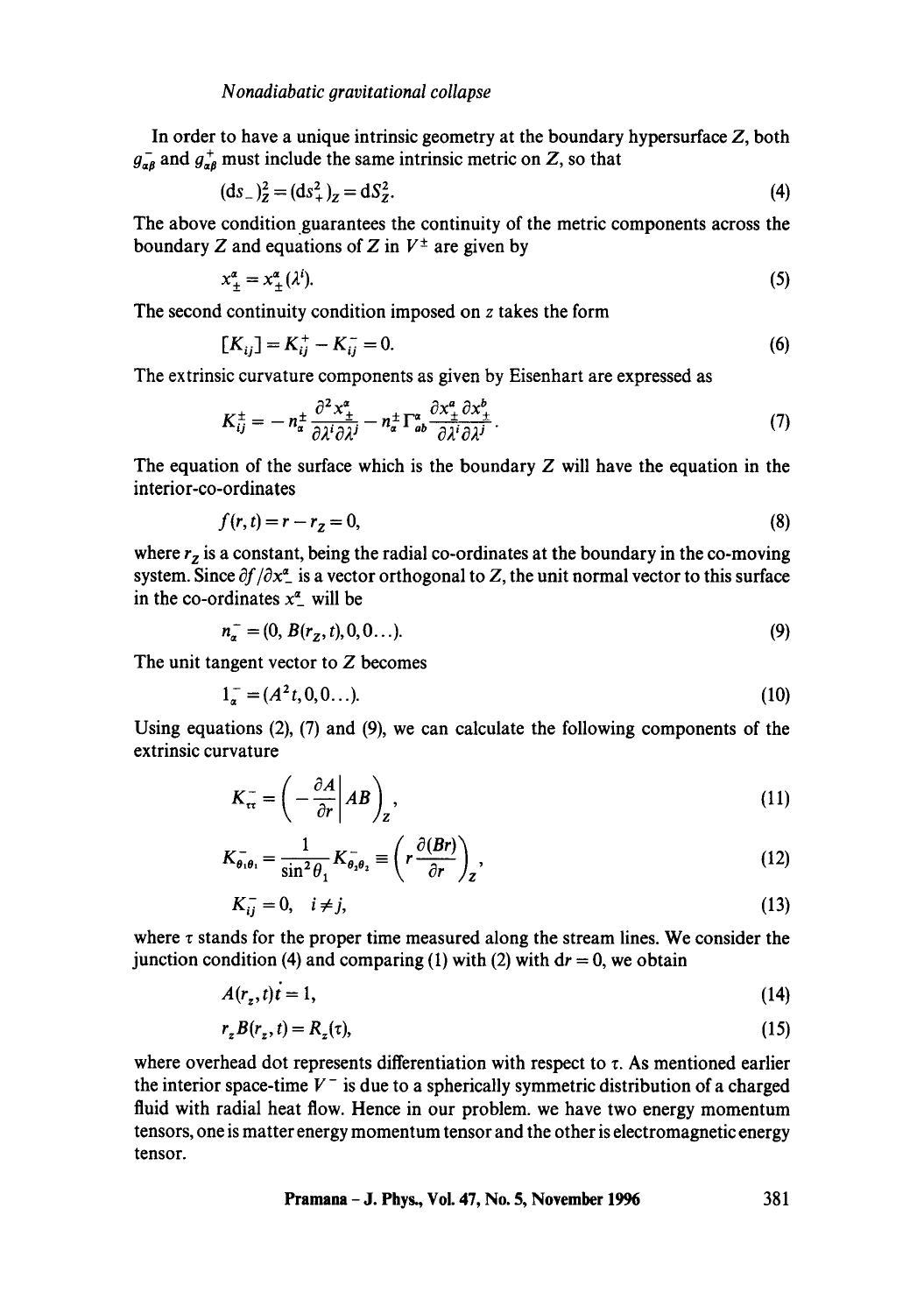In order to have a unique intrinsic geometry at the boundary hypersurface $Z$, both $g^-_{\alpha\beta}$ and $g^+_{\alpha\beta}$ must include the same intrinsic metric on $Z$, so that

$$(ds_-)^2_Z = (ds^2_+)_Z = dS^2_Z. \tag{4}$$

The above condition guarantees the continuity of the metric components across the boundary $Z$ and equations of $Z$ in $V^\pm$ are given by

$$x^\alpha_\pm = x^\alpha_\pm(\lambda^i). \tag{5}$$

The second continuity condition imposed on $z$ takes the form

$$[K_{ij}] = K^+_{ij} - K^-_{ij} = 0. \tag{6}$$

The extrinsic curvature components as given by Eisenhart are expressed as

$$K^\pm_{ij} = -n^\pm_\alpha \frac{\partial^2 x^\alpha_\pm}{\partial\lambda^i \partial\lambda^j} - n^\pm_\alpha \Gamma^\alpha_{ab} \frac{\partial x^a_\pm}{\partial\lambda^i} \frac{\partial x^b_\pm}{\partial\lambda^j}. \tag{7}$$

The equation of the surface which is the boundary $Z$ will have the equation in the interior-co-ordinates

$$f(r, t) = r - r_Z = 0, \tag{8}$$

where $r_Z$ is a constant, being the radial co-ordinates at the boundary in the co-moving system. Since $\partial f/\partial x^\alpha_-$ is a vector orthogonal to $Z$, the unit normal vector to this surface in the co-ordinates $x^\alpha_-$ will be

$$n^-_\alpha = (0, B(r_Z, t), 0, 0\ldots). \tag{9}$$

The unit tangent vector to $Z$ becomes

$$1^-_\alpha = (A^2 t, 0, 0\ldots). \tag{10}$$

Using equations (2), (7) and (9), we can calculate the following components of the extrinsic curvature

$$K^-_{\tau\tau} = \left( -\frac{\partial A}{\partial r} \bigg| AB \right)_Z, \tag{11}$$

$$K^-_{\theta_1\theta_1} = \frac{1}{\sin^2\theta_1} K^-_{\theta_2\theta_2} \equiv \left( r\frac{\partial(Br)}{\partial r} \right)_Z, \tag{12}$$

$$K^-_{ij} = 0, \quad i \neq j, \tag{13}$$

where $\tau$ stands for the proper time measured along the stream lines. We consider the junction condition (4) and comparing (1) with (2) with $dr = 0$, we obtain

$$A(r_z, t)\dot{t} = 1, \tag{14}$$

$$r_z B(r_z, t) = R_z(\tau), \tag{15}$$

where overhead dot represents differentiation with respect to $\tau$. As mentioned earlier the interior space-time $V^-$ is due to a spherically symmetric distribution of a charged fluid with radial heat flow. Hence in our problem. we have two energy momentum tensors, one is matter energy momentum tensor and the other is electromagnetic energy tensor.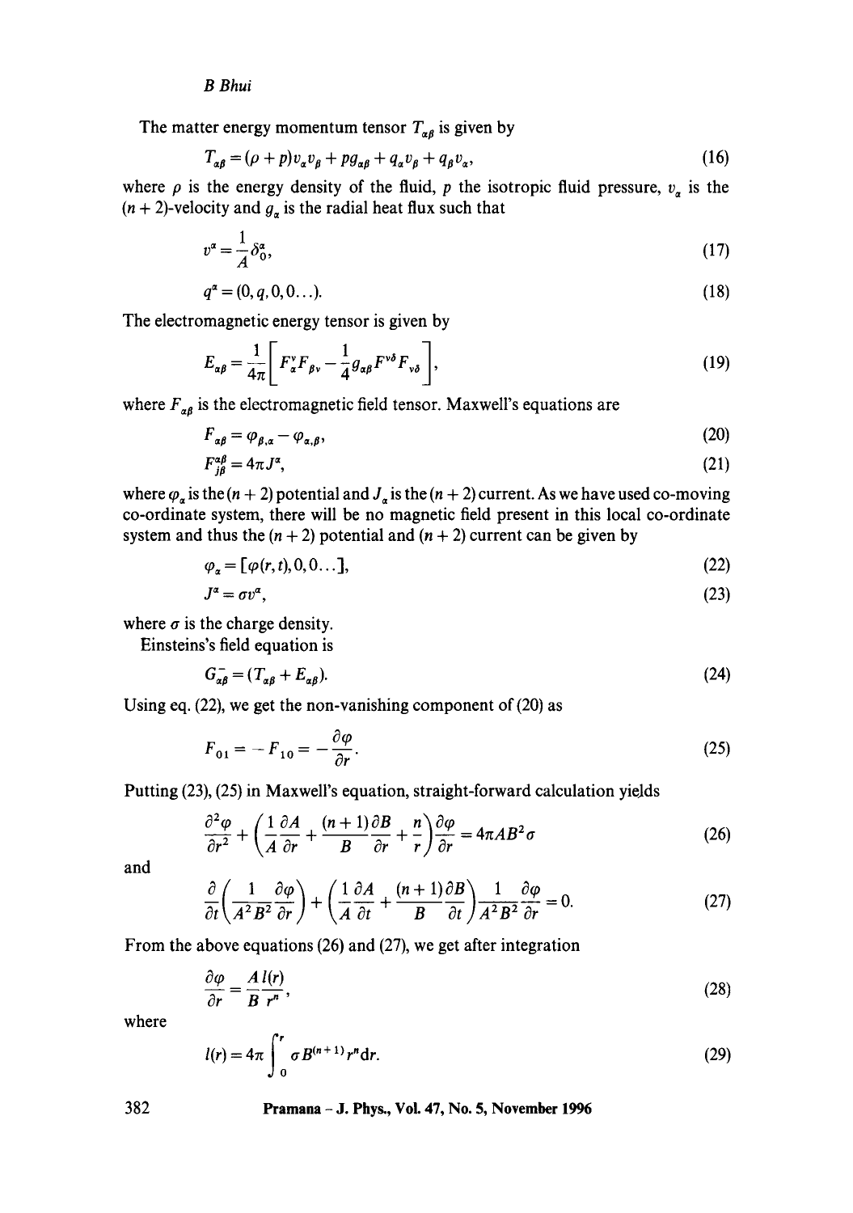The matter energy momentum tensor $T_{\alpha\beta}$ is given by

$$T_{\alpha\beta} = (\rho + p)v_\alpha v_\beta + pg_{\alpha\beta} + q_\alpha v_\beta + q_\beta v_\alpha, \tag{16}$$

where $\rho$ is the energy density of the fluid, $p$ the isotropic fluid pressure, $v_\alpha$ is the $(n+2)$-velocity and $g_\alpha$ is the radial heat flux such that

$$v^\alpha = \frac{1}{A}\delta_0^\alpha, \tag{17}$$

$$q^\alpha = (0, q, 0, 0 \ldots). \tag{18}$$

The electromagnetic energy tensor is given by

$$E_{\alpha\beta} = \frac{1}{4\pi}\left[F_\alpha^\nu F_{\beta\nu} - \frac{1}{4}g_{\alpha\beta}F^{\nu\delta}F_{\nu\delta}\right], \tag{19}$$

where $F_{\alpha\beta}$ is the electromagnetic field tensor. Maxwell's equations are

$$F_{\alpha\beta} = \varphi_{\beta,\alpha} - \varphi_{\alpha,\beta}, \tag{20}$$

$$F_{;\beta}^{\alpha\beta} = 4\pi J^\alpha, \tag{21}$$

where $\varphi_\alpha$ is the $(n+2)$ potential and $J_\alpha$ is the $(n+2)$ current. As we have used co-moving co-ordinate system, there will be no magnetic field present in this local co-ordinate system and thus the $(n+2)$ potential and $(n+2)$ current can be given by

$$\varphi_\alpha = [\varphi(r,t), 0, 0 \ldots], \tag{22}$$

$$J^\alpha = \sigma v^\alpha, \tag{23}$$

where $\sigma$ is the charge density.

Einsteins's field equation is

$$G_{\alpha\beta}^{-} = (T_{\alpha\beta} + E_{\alpha\beta}). \tag{24}$$

Using eq. (22), we get the non-vanishing component of (20) as

$$F_{01} = -F_{10} = -\frac{\partial\varphi}{\partial r}. \tag{25}$$

Putting (23), (25) in Maxwell's equation, straight-forward calculation yields

$$\frac{\partial^2\varphi}{\partial r^2} + \left(\frac{1}{A}\frac{\partial A}{\partial r} + \frac{(n+1)}{B}\frac{\partial B}{\partial r} + \frac{n}{r}\right)\frac{\partial\varphi}{\partial r} = 4\pi AB^2\sigma \tag{26}$$

and

$$\frac{\partial}{\partial t}\left(\frac{1}{A^2B^2}\frac{\partial\varphi}{\partial r}\right) + \left(\frac{1}{A}\frac{\partial A}{\partial t} + \frac{(n+1)}{B}\frac{\partial B}{\partial t}\right)\frac{1}{A^2B^2}\frac{\partial\varphi}{\partial r} = 0. \tag{27}$$

From the above equations (26) and (27), we get after integration

$$\frac{\partial\varphi}{\partial r} = \frac{A}{B}\frac{l(r)}{r^n}, \tag{28}$$

where

$$l(r) = 4\pi\int_0^r \sigma B^{(n+1)} r^n \mathrm{d}r. \tag{29}$$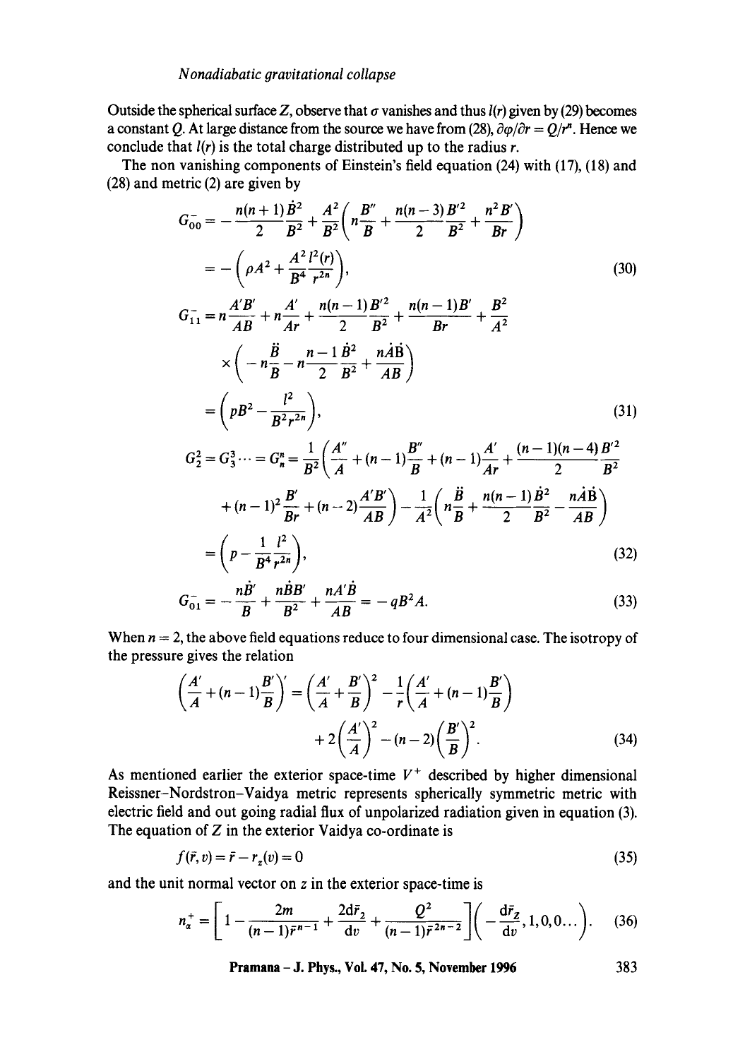Outside the spherical surface $Z$, observe that $\sigma$ vanishes and thus $l(r)$ given by (29) becomes a constant $Q$. At large distance from the source we have from (28), $\partial\varphi/\partial r = Q/r^n$. Hence we conclude that $l(r)$ is the total charge distributed up to the radius $r$.

The non vanishing components of Einstein's field equation (24) with (17), (18) and (28) and metric (2) are given by

$$G_{00}^{-} = -\frac{n(n+1)}{2}\frac{\dot{B}^2}{B^2} + \frac{A^2}{B^2}\left(n\frac{B''}{B} + \frac{n(n-3)}{2}\frac{B'^2}{B^2} + \frac{n^2 B'}{Br}\right)$$

$$= -\left(\rho A^2 + \frac{A^2\, l^2(r)}{B^4\, r^{2n}}\right), \tag{30}$$

$$G_{11}^{-} = n\frac{A'B'}{AB} + n\frac{A'}{Ar} + \frac{n(n-1)}{2}\frac{B'^2}{B^2} + \frac{n(n-1)B'}{Br} + \frac{B^2}{A^2}$$

$$\times\left(-n\frac{\ddot{B}}{B} - n\frac{n-1}{2}\frac{\dot{B}^2}{B^2} + \frac{n\dot{A}\dot{B}}{AB}\right)$$

$$= \left(pB^2 - \frac{l^2}{B^2 r^{2n}}\right), \tag{31}$$

$$G_2^2 = G_3^3 \cdots = G_n^n = \frac{1}{B^2}\left(\frac{A''}{A} + (n-1)\frac{B''}{B} + (n-1)\frac{A'}{Ar} + \frac{(n-1)(n-4)}{2}\frac{B'^2}{B^2}\right.$$

$$\left. + (n-1)^2\frac{B'}{Br} + (n-2)\frac{A'B'}{AB}\right) - \frac{1}{A^2}\left(n\frac{\ddot{B}}{B} + \frac{n(n-1)}{2}\frac{\dot{B}^2}{B^2} - \frac{n\dot{A}\dot{B}}{AB}\right)$$

$$= \left(p - \frac{1}{B^4}\frac{l^2}{r^{2n}}\right), \tag{32}$$

$$G_{01}^{-} = -\frac{n\dot{B}'}{B} + \frac{n\dot{B}B'}{B^2} + \frac{nA'\dot{B}}{AB} = -qB^2 A. \tag{33}$$

When $n = 2$, the above field equations reduce to four dimensional case. The isotropy of the pressure gives the relation

$$\left(\frac{A'}{A} + (n-1)\frac{B'}{B}\right)' = \left(\frac{A'}{A} + \frac{B'}{B}\right)^2 - \frac{1}{r}\left(\frac{A'}{A} + (n-1)\frac{B'}{B}\right)$$

$$+ 2\left(\frac{A'}{A}\right)^2 - (n-2)\left(\frac{B'}{B}\right)^2. \tag{34}$$

As mentioned earlier the exterior space-time $V^+$ described by higher dimensional Reissner–Nordstron–Vaidya metric represents spherically symmetric metric with electric field and out going radial flux of unpolarized radiation given in equation (3). The equation of $Z$ in the exterior Vaidya co-ordinate is

$$f(\bar{r}, v) = \bar{r} - r_z(v) = 0 \tag{35}$$

and the unit normal vector on $z$ in the exterior space-time is

$$n_\alpha^+ = \left[1 - \frac{2m}{(n-1)\bar{r}^{n-1}} + \frac{2d\bar{r}_2}{dv} + \frac{Q^2}{(n-1)\bar{r}^{2n-2}}\right]\left(-\frac{d\bar{r}_z}{dv}, 1, 0, 0\ldots\right). \tag{36}$$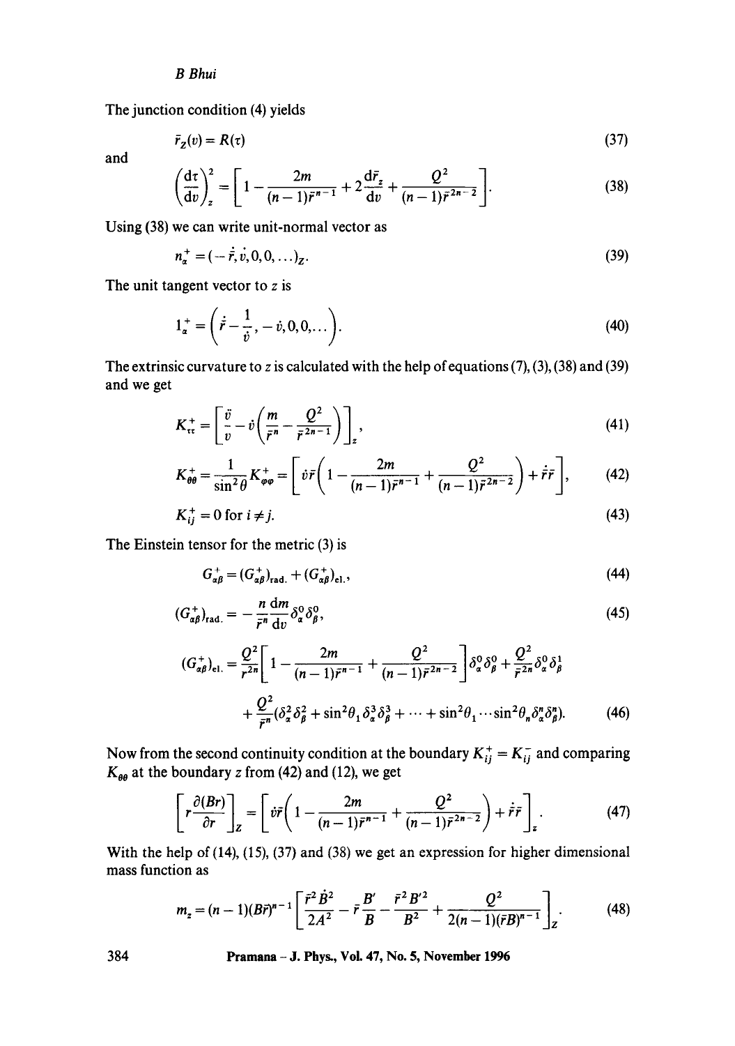The junction condition (4) yields

$$\bar{r}_Z(v) = R(\tau) \tag{37}$$

and

$$\left(\frac{\mathrm{d}\tau}{\mathrm{d}v}\right)^2_z = \left[1 - \frac{2m}{(n-1)\bar{r}^{n-1}} + 2\frac{\mathrm{d}\bar{r}_z}{\mathrm{d}v} + \frac{Q^2}{(n-1)\bar{r}^{2n-2}}\right]. \tag{38}$$

Using (38) we can write unit-normal vector as

$$n^+_\alpha = (-\dot{\bar{r}}, \dot{v}, 0, 0, \ldots)_Z. \tag{39}$$

The unit tangent vector to $z$ is

$$1^+_\alpha = \left(\dot{\bar{r}} - \frac{1}{\dot{v}}, -\dot{v}, 0, 0, \ldots\right). \tag{40}$$

The extrinsic curvature to $z$ is calculated with the help of equations (7), (3), (38) and (39) and we get

$$K^+_{\tau\tau} = \left[\frac{\ddot{v}}{\dot{v}} - \dot{v}\left(\frac{m}{\bar{r}^n} - \frac{Q^2}{\bar{r}^{2n-1}}\right)\right]_z, \tag{41}$$

$$K^+_{\theta\theta} = \frac{1}{\sin^2\theta} K^+_{\varphi\varphi} = \left[\dot{v}\bar{r}\left(1 - \frac{2m}{(n-1)\bar{r}^{n-1}} + \frac{Q^2}{(n-1)\bar{r}^{2n-2}}\right) + \dot{\bar{r}}\bar{r}\right], \tag{42}$$

$$K^+_{ij} = 0 \text{ for } i \neq j. \tag{43}$$

The Einstein tensor for the metric (3) is

$$G^+_{\alpha\beta} = (G^+_{\alpha\beta})_{\text{rad.}} + (G^+_{\alpha\beta})_{\text{el.}}, \tag{44}$$

$$(G^+_{\alpha\beta})_{\text{rad.}} = -\frac{n}{\bar{r}^n}\frac{\mathrm{d}m}{\mathrm{d}v}\delta^0_\alpha\delta^0_\beta, \tag{45}$$

$$(G^+_{\alpha\beta})_{\text{el.}} = \frac{Q^2}{r^{2n}}\left[1 - \frac{2m}{(n-1)\bar{r}^{n-1}} + \frac{Q^2}{(n-1)\bar{r}^{2n-2}}\right]\delta^0_\alpha\delta^0_\beta + \frac{Q^2}{\bar{r}^{2n}}\delta^0_\alpha\delta^1_\beta$$
$$+ \frac{Q^2}{\bar{r}^n}(\delta^2_\alpha\delta^2_\beta + \sin^2\theta_1\delta^3_\alpha\delta^3_\beta + \cdots + \sin^2\theta_1\cdots\sin^2\theta_n\delta^n_\alpha\delta^n_\beta). \tag{46}$$

Now from the second continuity condition at the boundary $K^+_{ij} = K^-_{ij}$ and comparing $K_{\theta\theta}$ at the boundary $z$ from (42) and (12), we get

$$\left[r\frac{\partial(Br)}{\partial r}\right]_Z = \left[\dot{v}\bar{r}\left(1 - \frac{2m}{(n-1)\bar{r}^{n-1}} + \frac{Q^2}{(n-1)\bar{r}^{2n-2}}\right) + \dot{\bar{r}}\bar{r}\right]_z. \tag{47}$$

With the help of (14), (15), (37) and (38) we get an expression for higher dimensional mass function as

$$m_z = (n-1)(B\bar{r})^{n-1}\left[\frac{\bar{r}^2\dot{B}^2}{2A^2} - \bar{r}\frac{B'}{B} - \frac{\bar{r}^2B'^2}{B^2} + \frac{Q^2}{2(n-1)(\bar{r}B)^{n-1}}\right]_z. \tag{48}$$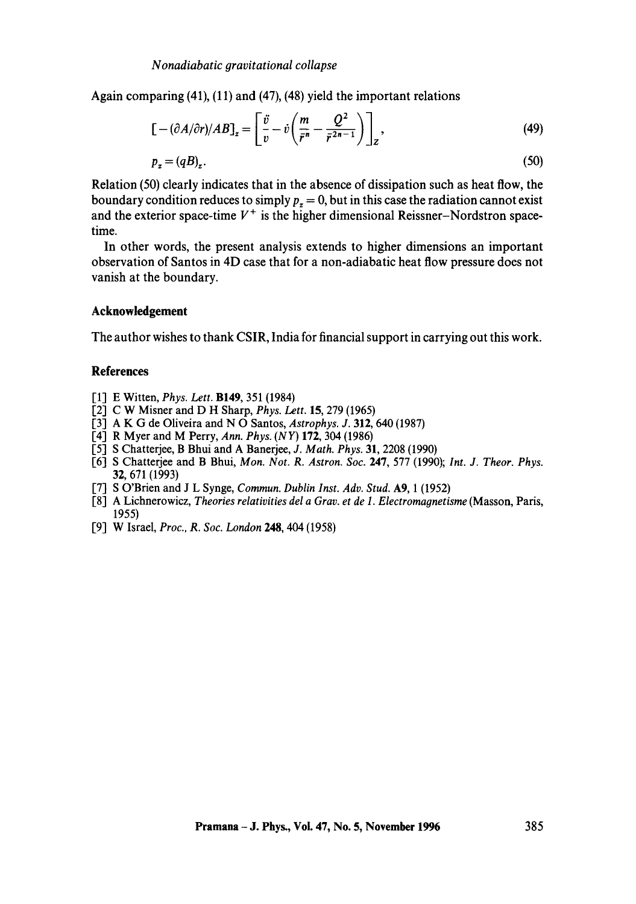Again comparing (41), (11) and (47), (48) yield the important relations

$$[-(\partial A/\partial r)/AB]_z = \left[\frac{\ddot{v}}{v} - \dot{v}\left(\frac{m}{\bar{r}^n} - \frac{Q^2}{\bar{r}^{2n-1}}\right)\right]_z, \tag{49}$$

$$p_z = (qB)_z. \tag{50}$$

Relation (50) clearly indicates that in the absence of dissipation such as heat flow, the boundary condition reduces to simply $p_z = 0$, but in this case the radiation cannot exist and the exterior space-time $V^+$ is the higher dimensional Reissner–Nordstron space-time.

In other words, the present analysis extends to higher dimensions an important observation of Santos in 4D case that for a non-adiabatic heat flow pressure does not vanish at the boundary.

## Acknowledgement

The author wishes to thank CSIR, India for financial support in carrying out this work.

## References

[1] E Witten, *Phys. Lett.* **B149**, 351 (1984)

[2] C W Misner and D H Sharp, *Phys. Lett.* **15**, 279 (1965)

[3] A K G de Oliveira and N O Santos, *Astrophys. J.* **312**, 640 (1987)

[4] R Myer and M Perry, *Ann. Phys. (NY)* **172**, 304 (1986)

[5] S Chatterjee, B Bhui and A Banerjee, *J. Math. Phys.* **31**, 2208 (1990)

[6] S Chatterjee and B Bhui, *Mon. Not. R. Astron. Soc.* **247**, 577 (1990); *Int. J. Theor. Phys.* **32**, 671 (1993)

[7] S O'Brien and J L Synge, *Commun. Dublin Inst. Adv. Stud.* **A9**, 1 (1952)

[8] A Lichnerowicz, *Theories relativities del a Grav. et de 1. Electromagnetisme* (Masson, Paris, 1955)

[9] W Israel, *Proc., R. Soc. London* **248**, 404 (1958)